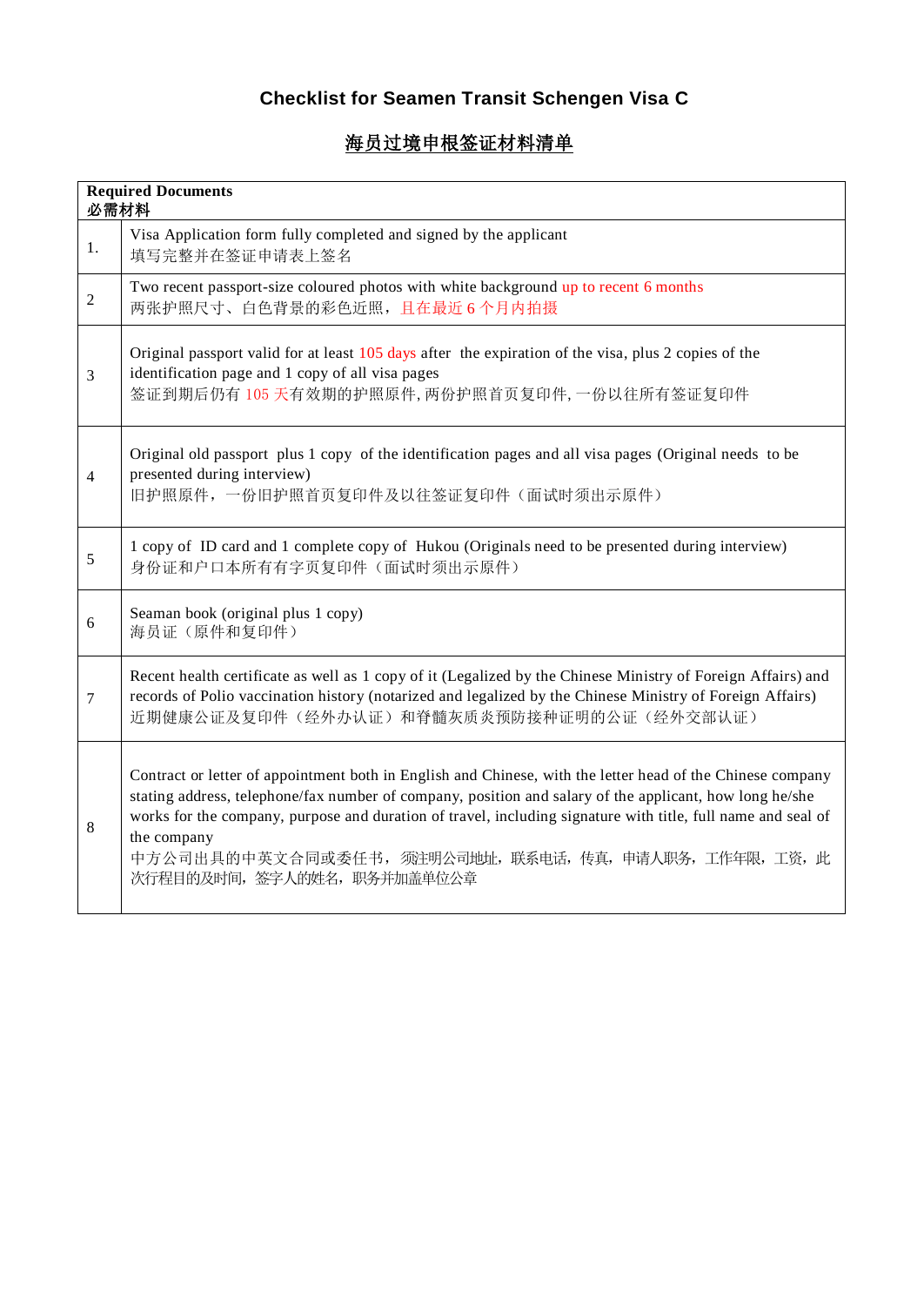# Checklist for Seamen Transit Schengen Visa C

## 海员过境申根签证材料清单

| **Required Documents**<br>**必需材料** | |
|---|---|
| 1. | Visa Application form fully completed and signed by the applicant<br>填写完整并在签证申请表上签名 |
| 2 | Two recent passport-size coloured photos with white background up to recent 6 months<br>两张护照尺寸、白色背景的彩色近照，且在最近 6 个月内拍摄 |
| 3 | Original passport valid for at least 105 days after the expiration of the visa, plus 2 copies of the identification page and 1 copy of all visa pages<br>签证到期后仍有 105 天有效期的护照原件, 两份护照首页复印件, 一份以往所有签证复印件 |
| 4 | Original old passport plus 1 copy of the identification pages and all visa pages (Original needs to be presented during interview)<br>旧护照原件，一份旧护照首页复印件及以往签证复印件（面试时须出示原件） |
| 5 | 1 copy of ID card and 1 complete copy of Hukou (Originals need to be presented during interview)<br>身份证和户口本所有有字页复印件（面试时须出示原件） |
| 6 | Seaman book (original plus 1 copy)<br>海员证（原件和复印件） |
| 7 | Recent health certificate as well as 1 copy of it (Legalized by the Chinese Ministry of Foreign Affairs) and records of Polio vaccination history (notarized and legalized by the Chinese Ministry of Foreign Affairs)<br>近期健康公证及复印件（经外办认证）和脊髓灰质炎预防接种证明的公证（经外交部认证） |
| 8 | Contract or letter of appointment both in English and Chinese, with the letter head of the Chinese company stating address, telephone/fax number of company, position and salary of the applicant, how long he/she works for the company, purpose and duration of travel, including signature with title, full name and seal of the company<br>中方公司出具的中英文合同或委任书，须注明公司地址，联系电话，传真，申请人职务，工作年限，工资，此次行程目的及时间，签字人的姓名，职务并加盖单位公章 |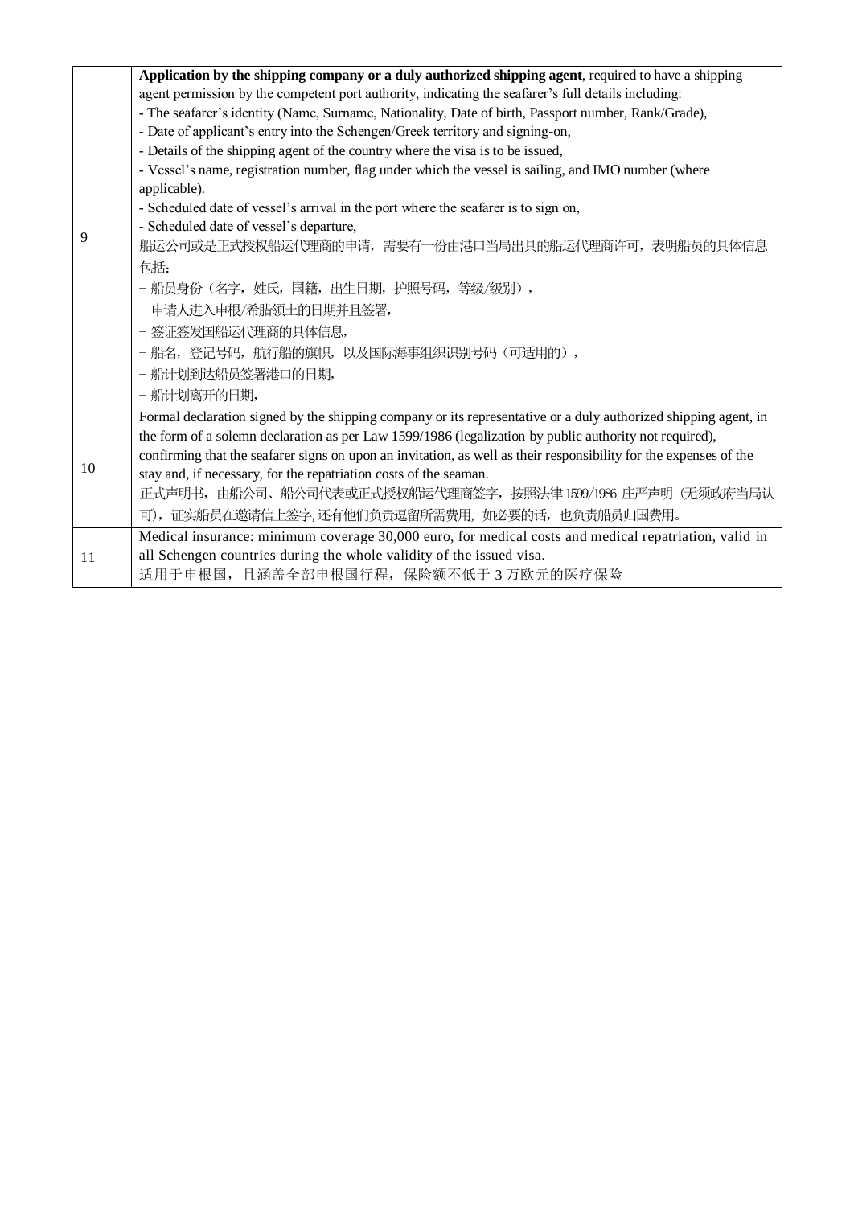| | |
|---|---|
| 9 | **Application by the shipping company or a duly authorized shipping agent**, required to have a shipping agent permission by the competent port authority, indicating the seafarer's full details including:<br>- The seafarer's identity (Name, Surname, Nationality, Date of birth, Passport number, Rank/Grade),<br>- Date of applicant's entry into the Schengen/Greek territory and signing-on,<br>- Details of the shipping agent of the country where the visa is to be issued,<br>- Vessel's name, registration number, flag under which the vessel is sailing, and IMO number (where applicable).<br>- Scheduled date of vessel's arrival in the port where the seafarer is to sign on,<br>- Scheduled date of vessel's departure,<br>船运公司或是正式授权船运代理商的申请，需要有一份由港口当局出具的船运代理商许可，表明船员的具体信息包括：<br>- 船员身份（名字，姓氏，国籍，出生日期，护照号码，等级/级别），<br>- 申请人进入申根/希腊领土的日期并且签署，<br>- 签证签发国船运代理商的具体信息，<br>- 船名，登记号码，航行船的旗帜，以及国际海事组织识别号码（可适用的），<br>- 船计划到达船员签署港口的日期，<br>- 船计划离开的日期， |
| 10 | Formal declaration signed by the shipping company or its representative or a duly authorized shipping agent, in the form of a solemn declaration as per Law 1599/1986 (legalization by public authority not required), confirming that the seafarer signs on upon an invitation, as well as their responsibility for the expenses of the stay and, if necessary, for the repatriation costs of the seaman.<br>正式声明书，由船公司、船公司代表或正式授权船运代理商签字，按照法律 1599/1986 庄严声明（无须政府当局认可），证实船员在邀请信上签字，还有他们负责逗留所需费用，如必要的话，也负责船员归国费用。 |
| 11 | Medical insurance: minimum coverage 30,000 euro, for medical costs and medical repatriation, valid in all Schengen countries during the whole validity of the issued visa.<br>适用于申根国，且涵盖全部申根国行程，保险额不低于 3 万欧元的医疗保险 |